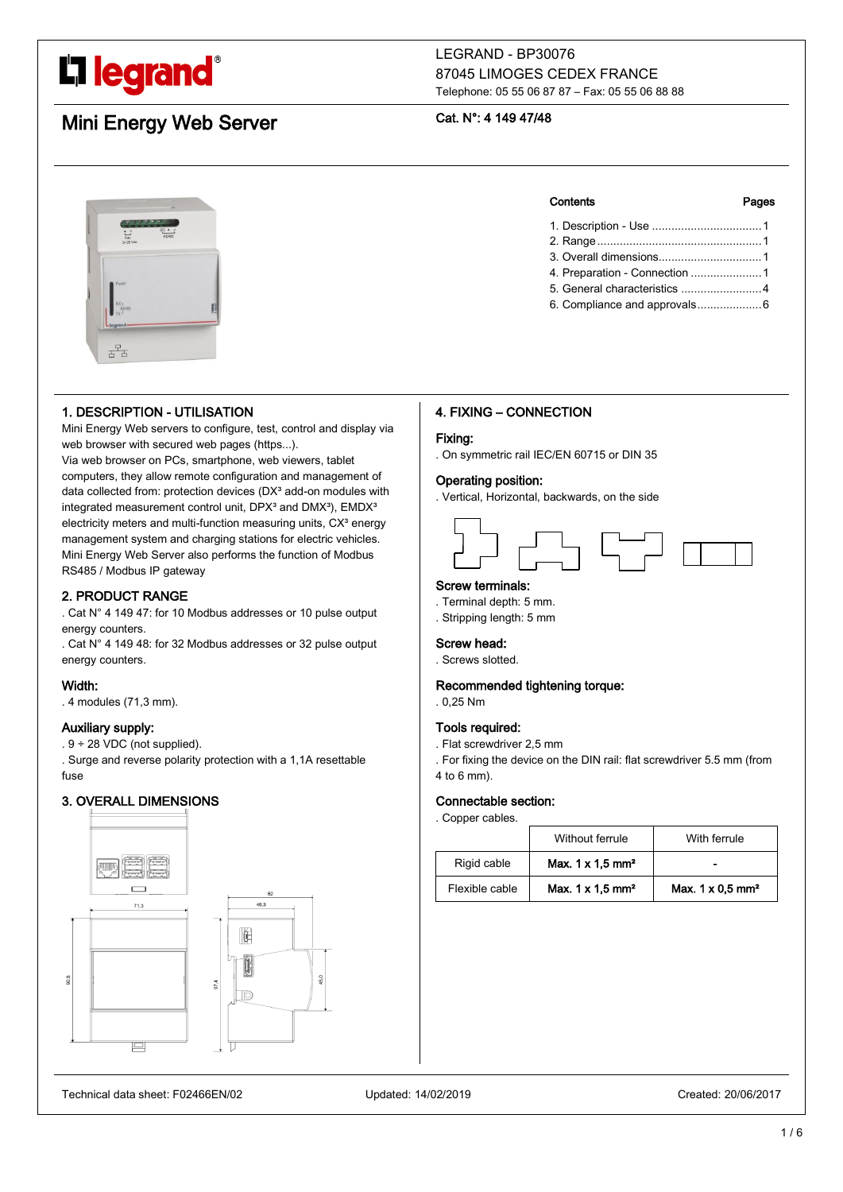LEGRAND - BP30076
87045 LIMOGES CEDEX FRANCE
Telephone: 05 55 06 87 87 – Fax: 05 55 06 88 88

# Mini Energy Web Server

Cat. N°: 4 149 47/48

| Contents | Pages |
|---|---|
| 1. Description - Use | 1 |
| 2. Range | 1 |
| 3. Overall dimensions | 1 |
| 4. Preparation - Connection | 1 |
| 5. General characteristics | 4 |
| 6. Compliance and approvals | 6 |

## 1. DESCRIPTION - UTILISATION

Mini Energy Web servers to configure, test, control and display via web browser with secured web pages (https...).
Via web browser on PCs, smartphone, web viewers, tablet computers, they allow remote configuration and management of data collected from: protection devices (DX³ add-on modules with integrated measurement control unit, DPX³ and DMX³), EMDX³ electricity meters and multi-function measuring units, CX³ energy management system and charging stations for electric vehicles.
Mini Energy Web Server also performs the function of Modbus RS485 / Modbus IP gateway

## 2. PRODUCT RANGE

. Cat N° 4 149 47: for 10 Modbus addresses or 10 pulse output energy counters.
. Cat N° 4 149 48: for 32 Modbus addresses or 32 pulse output energy counters.

### Width:

. 4 modules (71,3 mm).

### Auxiliary supply:

. 9 ÷ 28 VDC (not supplied).
. Surge and reverse polarity protection with a 1,1A resettable fuse

## 3. OVERALL DIMENSIONS

## 4. FIXING – CONNECTION

### Fixing:

. On symmetric rail IEC/EN 60715 or DIN 35

### Operating position:

. Vertical, Horizontal, backwards, on the side

### Screw terminals:

. Terminal depth: 5 mm.
. Stripping length: 5 mm

### Screw head:

. Screws slotted.

### Recommended tightening torque:

. 0,25 Nm

### Tools required:

. Flat screwdriver 2,5 mm
. For fixing the device on the DIN rail: flat screwdriver 5.5 mm (from 4 to 6 mm).

### Connectable section:

. Copper cables.

| | Without ferrule | With ferrule |
|---|---|---|
| Rigid cable | **Max. 1 x 1,5 mm²** | - |
| Flexible cable | **Max. 1 x 1,5 mm²** | **Max. 1 x 0,5 mm²** |

Technical data sheet: F02466EN/02 Updated: 14/02/2019 Created: 20/06/2017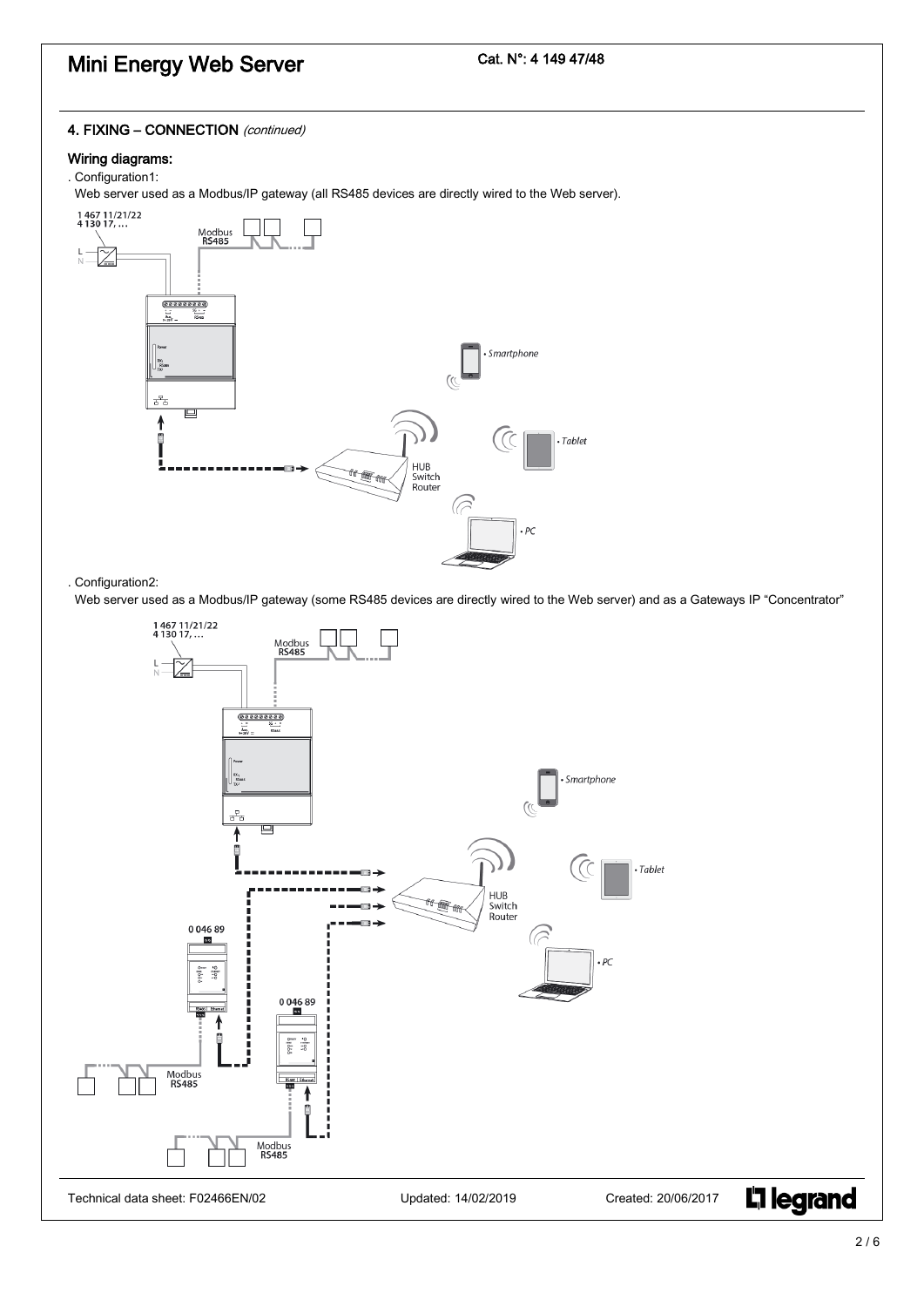## 4. FIXING – CONNECTION *(continued)*

### Wiring diagrams:

. Configuration1:

Web server used as a Modbus/IP gateway (all RS485 devices are directly wired to the Web server).

. Configuration2:

Web server used as a Modbus/IP gateway (some RS485 devices are directly wired to the Web server) and as a Gateways IP "Concentrator"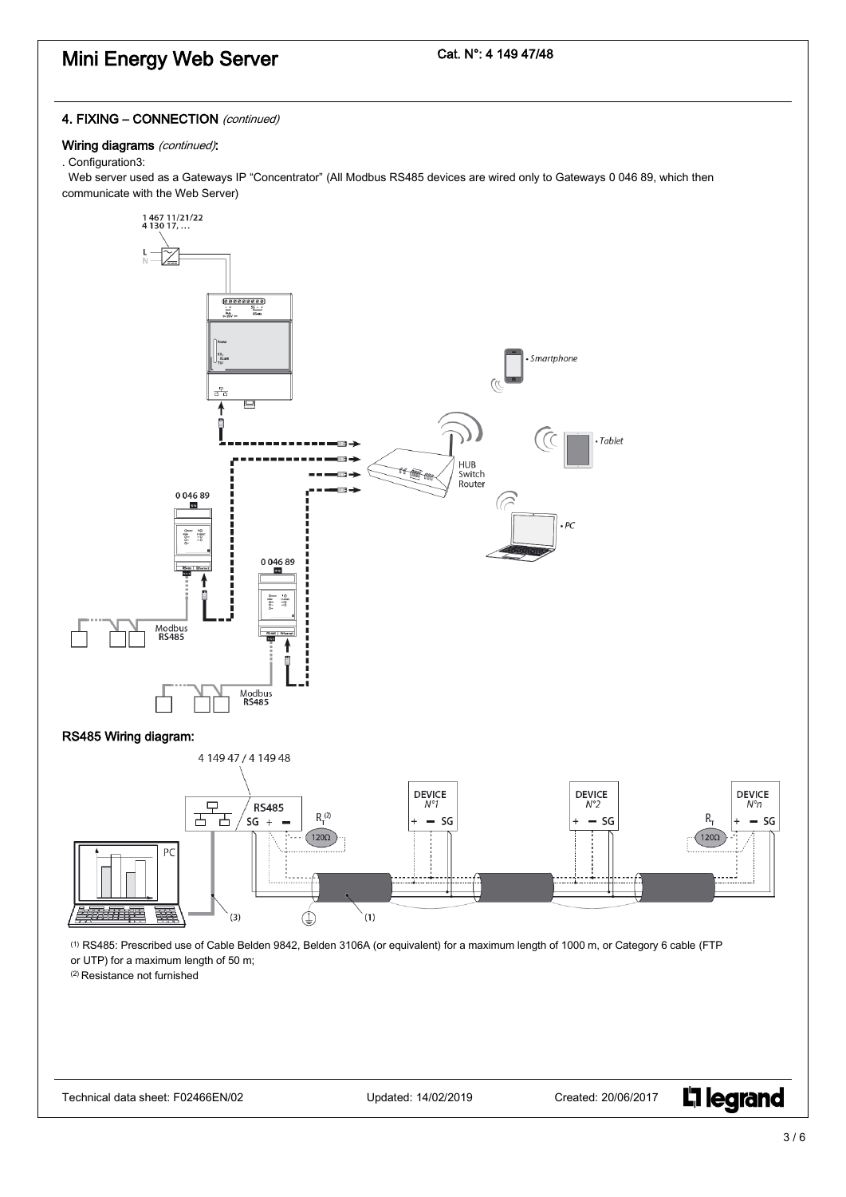## 4. FIXING – CONNECTION *(continued)*

### Wiring diagrams *(continued)*:

. Configuration3:

Web server used as a Gateways IP "Concentrator" (All Modbus RS485 devices are wired only to Gateways 0 046 89, which then communicate with the Web Server)

### RS485 Wiring diagram:

(1) RS485: Prescribed use of Cable Belden 9842, Belden 3106A (or equivalent) for a maximum length of 1000 m, or Category 6 cable (FTP or UTP) for a maximum length of 50 m;

(2) Resistance not furnished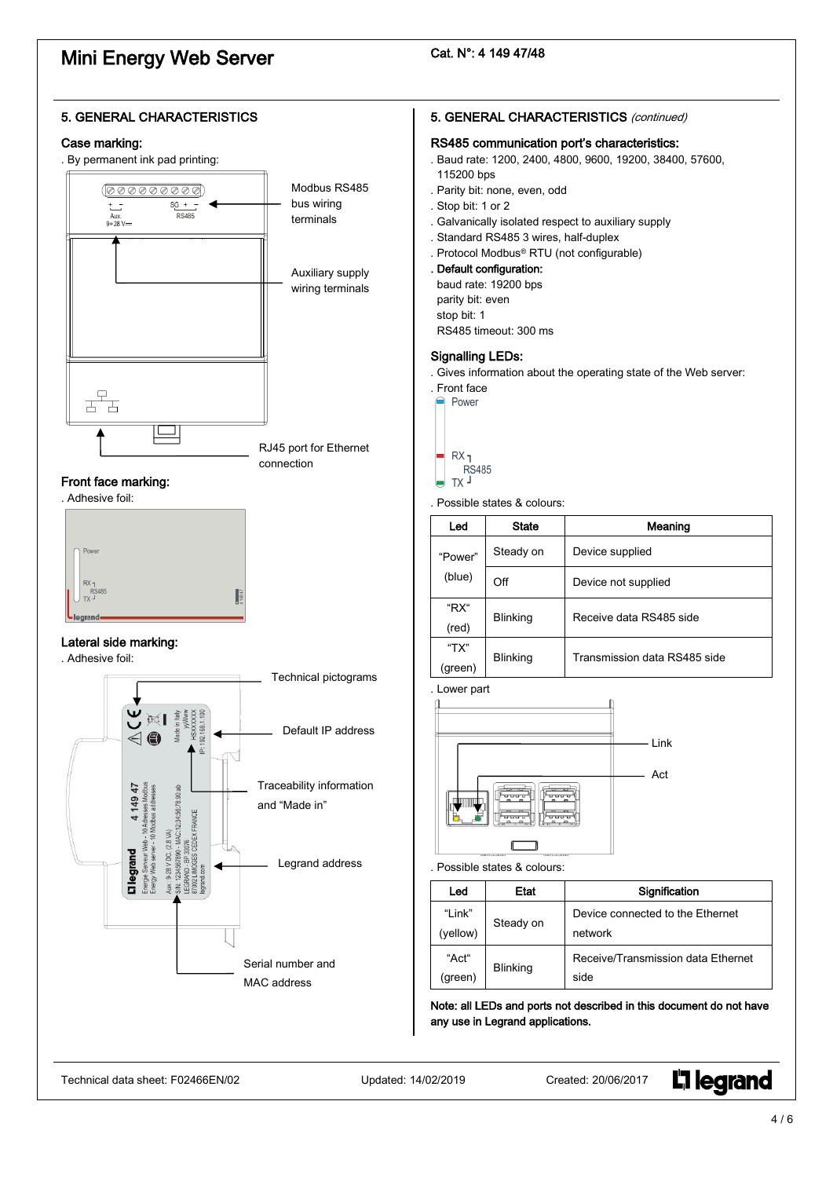# Mini Energy Web Server

Cat. N°: 4 149 47/48

## 5. GENERAL CHARACTERISTICS

### Case marking:

. By permanent ink pad printing:

Modbus RS485 bus wiring terminals

Auxiliary supply wiring terminals

RJ45 port for Ethernet connection

### Front face marking:

. Adhesive foil:

### Lateral side marking:

. Adhesive foil:

Technical pictograms

Default IP address

Traceability information and "Made in"

Legrand address

Serial number and MAC address

## 5. GENERAL CHARACTERISTICS *(continued)*

### RS485 communication port's characteristics:

. Baud rate: 1200, 2400, 4800, 9600, 19200, 38400, 57600, 115200 bps
. Parity bit: none, even, odd
. Stop bit: 1 or 2
. Galvanically isolated respect to auxiliary supply
. Standard RS485 3 wires, half-duplex
. Protocol Modbus® RTU (not configurable)
. **Default configuration:**
baud rate: 19200 bps
parity bit: even
stop bit: 1
RS485 timeout: 300 ms

### Signalling LEDs:

. Gives information about the operating state of the Web server:
. Front face

. Possible states & colours:

| Led | State | Meaning |
|---|---|---|
| "Power" (blue) | Steady on | Device supplied |
| | Off | Device not supplied |
| "RX" (red) | Blinking | Receive data RS485 side |
| "TX" (green) | Blinking | Transmission data RS485 side |

. Lower part

Link

Act

. Possible states & colours:

| Led | Etat | Signification |
|---|---|---|
| "Link" (yellow) | Steady on | Device connected to the Ethernet network |
| "Act" (green) | Blinking | Receive/Transmission data Ethernet side |

**Note: all LEDs and ports not described in this document do not have any use in Legrand applications.**

Technical data sheet: F02466EN/02 Updated: 14/02/2019 Created: 20/06/2017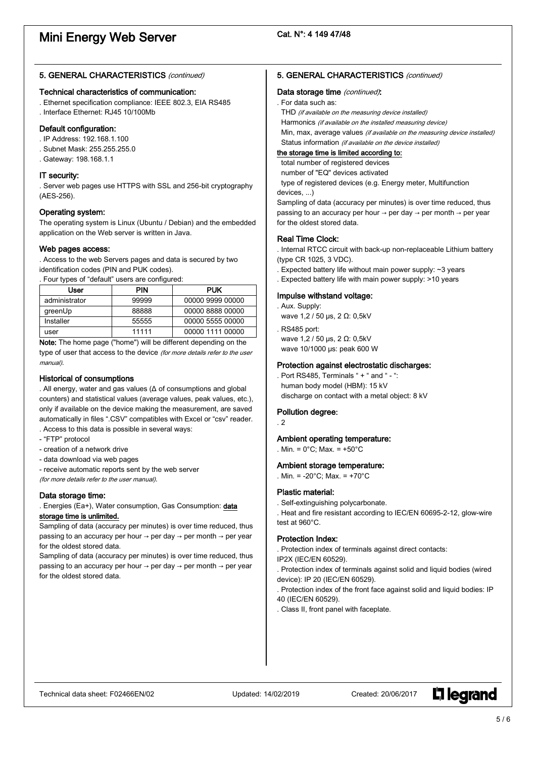## 5. GENERAL CHARACTERISTICS *(continued)*

### Technical characteristics of communication:

. Ethernet specification compliance: IEEE 802.3, EIA RS485
. Interface Ethernet: RJ45 10/100Mb

### Default configuration:

. IP Address: 192.168.1.100
. Subnet Mask: 255.255.255.0
. Gateway: 198.168.1.1

### IT security:

. Server web pages use HTTPS with SSL and 256-bit cryptography (AES-256).

### Operating system:

The operating system is Linux (Ubuntu / Debian) and the embedded application on the Web server is written in Java.

### Web pages access:

. Access to the web Servers pages and data is secured by two identification codes (PIN and PUK codes).
. Four types of "default" users are configured:

| User | PIN | PUK |
|---|---|---|
| administrator | 99999 | 00000 9999 00000 |
| greenUp | 88888 | 00000 8888 00000 |
| Installer | 55555 | 00000 5555 00000 |
| user | 11111 | 00000 1111 00000 |

**Note:** The home page ("home") will be different depending on the type of user that access to the device *(for more details refer to the user manual)*.

### Historical of consumptions

. All energy, water and gas values (Δ of consumptions and global counters) and statistical values (average values, peak values, etc.), only if available on the device making the measurement, are saved automatically in files ".CSV" compatibles with Excel or "csv" reader.
. Access to this data is possible in several ways:
- "FTP" protocol
- creation of a network drive
- data download via web pages
- receive automatic reports sent by the web server

*(for more details refer to the user manual)*.

### Data storage time:

. Energies (Ea+), Water consumption, Gas Consumption: **data storage time is unlimited.**
Sampling of data (accuracy per minutes) is over time reduced, thus passing to an accuracy per hour → per day → per month → per year for the oldest stored data.
Sampling of data (accuracy per minutes) is over time reduced, thus passing to an accuracy per hour → per day → per month → per year for the oldest stored data.

## 5. GENERAL CHARACTERISTICS *(continued)*

### Data storage time *(continued)*:

. For data such as:
THD *(if available on the measuring device installed)*
Harmonics *(if available on the installed measuring device)*
Min, max, average values *(if available on the measuring device installed)*
Status information *(if available on the device installed)*

**the storage time is limited according to:**
total number of registered devices
number of "EQ" devices activated
type of registered devices (e.g. Energy meter, Multifunction devices, ...)

Sampling of data (accuracy per minutes) is over time reduced, thus passing to an accuracy per hour → per day → per month → per year for the oldest stored data.

### Real Time Clock:

. Internal RTCC circuit with back-up non-replaceable Lithium battery (type CR 1025, 3 VDC).
. Expected battery life without main power supply: ~3 years
. Expected battery life with main power supply: >10 years

### Impulse withstand voltage:

. Aux. Supply:
wave 1,2 / 50 µs, 2 Ω: 0,5kV
. RS485 port:
wave 1,2 / 50 µs, 2 Ω: 0,5kV
wave 10/1000 µs: peak 600 W

### Protection against electrostatic discharges:

. Port RS485, Terminals " + " and " - ":
human body model (HBM): 15 kV
discharge on contact with a metal object: 8 kV

### Pollution degree:

. 2

### Ambient operating temperature:

. Min. = 0°C; Max. = +50°C

### Ambient storage temperature:

. Min. = -20°C; Max. = +70°C

### Plastic material:

. Self-extinguishing polycarbonate.
. Heat and fire resistant according to IEC/EN 60695-2-12, glow-wire test at 960°C.

### Protection Index:

. Protection index of terminals against direct contacts: IP2X (IEC/EN 60529).
. Protection index of terminals against solid and liquid bodies (wired device): IP 20 (IEC/EN 60529).
. Protection index of the front face against solid and liquid bodies: IP 40 (IEC/EN 60529).
. Class II, front panel with faceplate.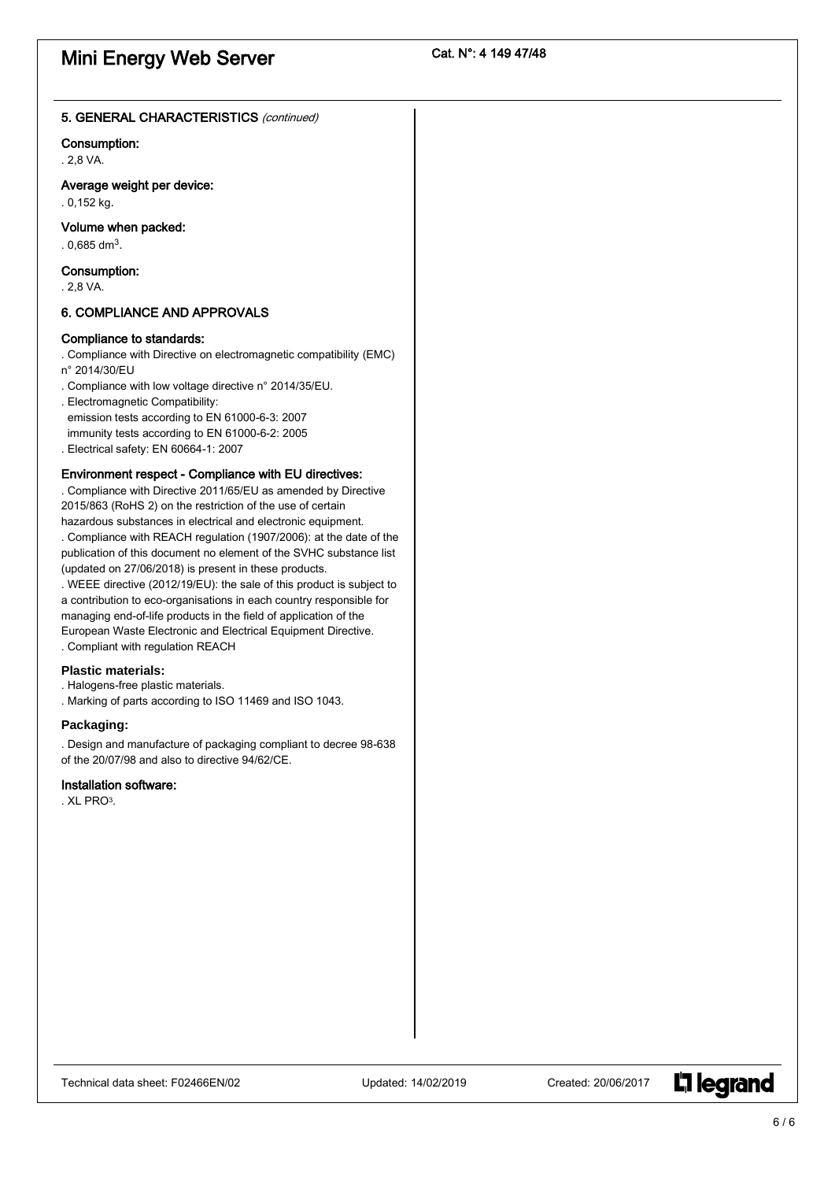## 5. GENERAL CHARACTERISTICS *(continued)*

### Consumption:

. 2,8 VA.

### Average weight per device:

. 0,152 kg.

### Volume when packed:

. 0,685 $dm^3$.

### Consumption:

. 2,8 VA.

## 6. COMPLIANCE AND APPROVALS

### Compliance to standards:

. Compliance with Directive on electromagnetic compatibility (EMC) n° 2014/30/EU
. Compliance with low voltage directive n° 2014/35/EU.
. Electromagnetic Compatibility:
emission tests according to EN 61000-6-3: 2007
immunity tests according to EN 61000-6-2: 2005
. Electrical safety: EN 60664-1: 2007

### Environment respect - Compliance with EU directives:

. Compliance with Directive 2011/65/EU as amended by Directive 2015/863 (RoHS 2) on the restriction of the use of certain hazardous substances in electrical and electronic equipment.
. Compliance with REACH regulation (1907/2006): at the date of the publication of this document no element of the SVHC substance list (updated on 27/06/2018) is present in these products.
. WEEE directive (2012/19/EU): the sale of this product is subject to a contribution to eco-organisations in each country responsible for managing end-of-life products in the field of application of the European Waste Electronic and Electrical Equipment Directive.
. Compliant with regulation REACH

### Plastic materials:

. Halogens-free plastic materials.
. Marking of parts according to ISO 11469 and ISO 1043.

### Packaging:

. Design and manufacture of packaging compliant to decree 98-638 of the 20/07/98 and also to directive 94/62/CE.

### Installation software:

. XL PRO³.